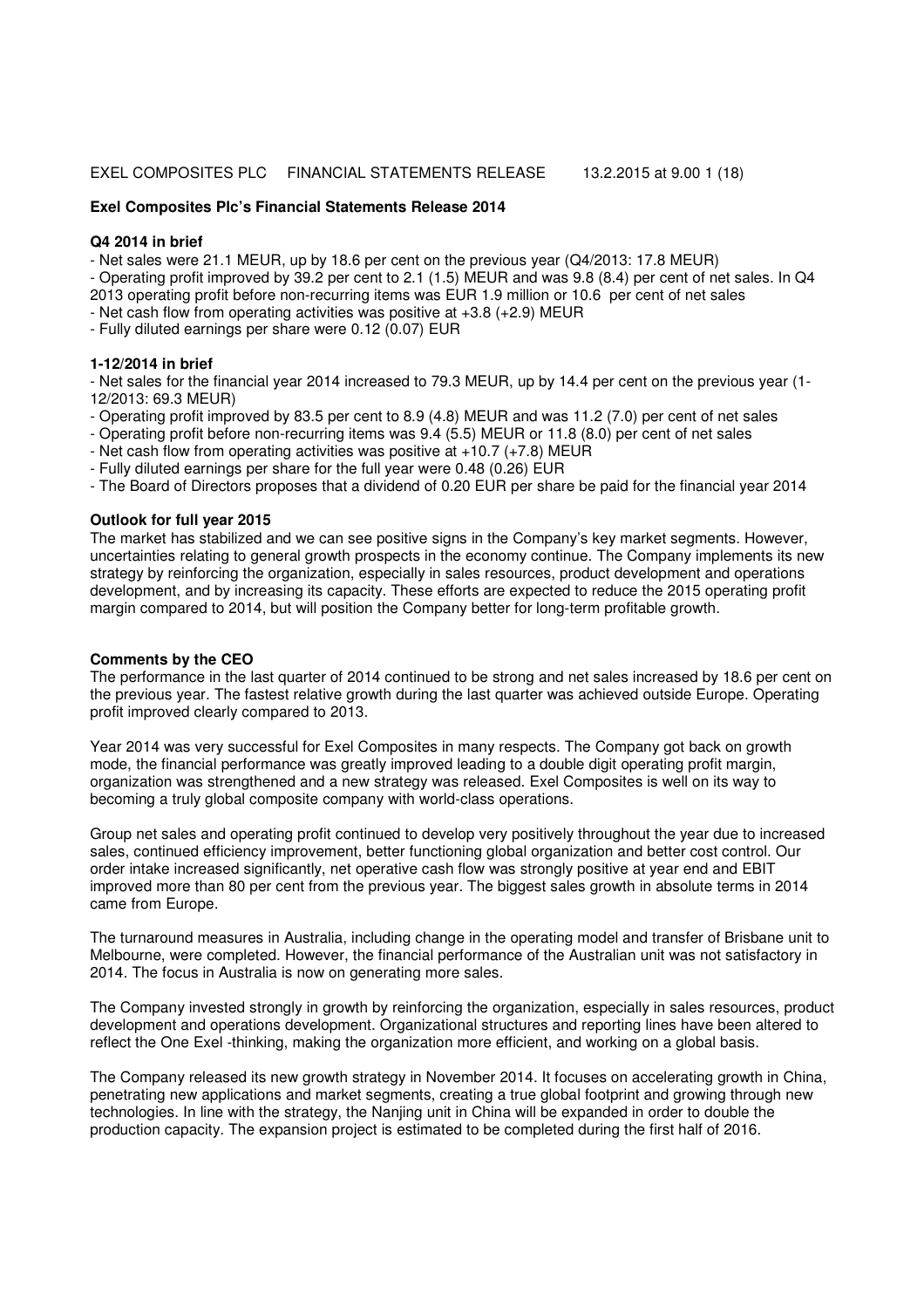EXEL COMPOSITES PLC FINANCIAL STATEMENTS RELEASE 13.2.2015 at 9.00

# Exel Composites Plc's Financial Statements Release 2014

## Q4 2014 in brief

- Net sales were 21.1 MEUR, up by 18.6 per cent on the previous year (Q4/2013: 17.8 MEUR)
- Operating profit improved by 39.2 per cent to 2.1 (1.5) MEUR and was 9.8 (8.4) per cent of net sales. In Q4 2013 operating profit before non-recurring items was EUR 1.9 million or 10.6 per cent of net sales
- Net cash flow from operating activities was positive at +3.8 (+2.9) MEUR
- Fully diluted earnings per share were 0.12 (0.07) EUR

## 1-12/2014 in brief

- Net sales for the financial year 2014 increased to 79.3 MEUR, up by 14.4 per cent on the previous year (1-12/2013: 69.3 MEUR)
- Operating profit improved by 83.5 per cent to 8.9 (4.8) MEUR and was 11.2 (7.0) per cent of net sales
- Operating profit before non-recurring items was 9.4 (5.5) MEUR or 11.8 (8.0) per cent of net sales
- Net cash flow from operating activities was positive at +10.7 (+7.8) MEUR
- Fully diluted earnings per share for the full year were 0.48 (0.26) EUR
- The Board of Directors proposes that a dividend of 0.20 EUR per share be paid for the financial year 2014

## Outlook for full year 2015

The market has stabilized and we can see positive signs in the Company's key market segments. However, uncertainties relating to general growth prospects in the economy continue. The Company implements its new strategy by reinforcing the organization, especially in sales resources, product development and operations development, and by increasing its capacity. These efforts are expected to reduce the 2015 operating profit margin compared to 2014, but will position the Company better for long-term profitable growth.

## Comments by the CEO

The performance in the last quarter of 2014 continued to be strong and net sales increased by 18.6 per cent on the previous year. The fastest relative growth during the last quarter was achieved outside Europe. Operating profit improved clearly compared to 2013.

Year 2014 was very successful for Exel Composites in many respects. The Company got back on growth mode, the financial performance was greatly improved leading to a double digit operating profit margin, organization was strengthened and a new strategy was released. Exel Composites is well on its way to becoming a truly global composite company with world-class operations.

Group net sales and operating profit continued to develop very positively throughout the year due to increased sales, continued efficiency improvement, better functioning global organization and better cost control. Our order intake increased significantly, net operative cash flow was strongly positive at year end and EBIT improved more than 80 per cent from the previous year. The biggest sales growth in absolute terms in 2014 came from Europe.

The turnaround measures in Australia, including change in the operating model and transfer of Brisbane unit to Melbourne, were completed. However, the financial performance of the Australian unit was not satisfactory in 2014. The focus in Australia is now on generating more sales.

The Company invested strongly in growth by reinforcing the organization, especially in sales resources, product development and operations development. Organizational structures and reporting lines have been altered to reflect the One Exel -thinking, making the organization more efficient, and working on a global basis.

The Company released its new growth strategy in November 2014. It focuses on accelerating growth in China, penetrating new applications and market segments, creating a true global footprint and growing through new technologies. In line with the strategy, the Nanjing unit in China will be expanded in order to double the production capacity. The expansion project is estimated to be completed during the first half of 2016.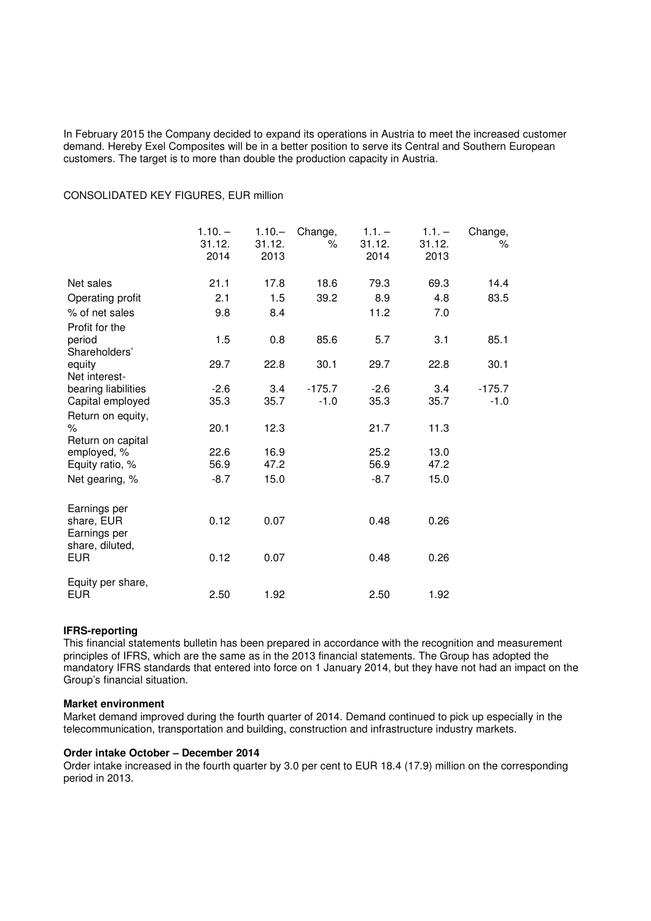In February 2015 the Company decided to expand its operations in Austria to meet the increased customer demand. Hereby Exel Composites will be in a better position to serve its Central and Southern European customers. The target is to more than double the production capacity in Austria.

CONSOLIDATED KEY FIGURES, EUR million

| | 1.10. – 31.12. 2014 | 1.10.– 31.12. 2013 | Change, % | 1.1. – 31.12. 2014 | 1.1. – 31.12. 2013 | Change, % |
|---|---|---|---|---|---|---|
| Net sales | 21.1 | 17.8 | 18.6 | 79.3 | 69.3 | 14.4 |
| Operating profit | 2.1 | 1.5 | 39.2 | 8.9 | 4.8 | 83.5 |
| % of net sales | 9.8 | 8.4 | | 11.2 | 7.0 | |
| Profit for the period | 1.5 | 0.8 | 85.6 | 5.7 | 3.1 | 85.1 |
| Shareholders' equity | 29.7 | 22.8 | 30.1 | 29.7 | 22.8 | 30.1 |
| Net interest-bearing liabilities | -2.6 | 3.4 | -175.7 | -2.6 | 3.4 | -175.7 |
| Capital employed | 35.3 | 35.7 | -1.0 | 35.3 | 35.7 | -1.0 |
| Return on equity, % | 20.1 | 12.3 | | 21.7 | 11.3 | |
| Return on capital employed, % | 22.6 | 16.9 | | 25.2 | 13.0 | |
| Equity ratio, % | 56.9 | 47.2 | | 56.9 | 47.2 | |
| Net gearing, % | -8.7 | 15.0 | | -8.7 | 15.0 | |
| Earnings per share, EUR | 0.12 | 0.07 | | 0.48 | 0.26 | |
| Earnings per share, diluted, EUR | 0.12 | 0.07 | | 0.48 | 0.26 | |
| Equity per share, EUR | 2.50 | 1.92 | | 2.50 | 1.92 | |

**IFRS-reporting**

This financial statements bulletin has been prepared in accordance with the recognition and measurement principles of IFRS, which are the same as in the 2013 financial statements. The Group has adopted the mandatory IFRS standards that entered into force on 1 January 2014, but they have not had an impact on the Group's financial situation.

**Market environment**

Market demand improved during the fourth quarter of 2014. Demand continued to pick up especially in the telecommunication, transportation and building, construction and infrastructure industry markets.

**Order intake October – December 2014**

Order intake increased in the fourth quarter by 3.0 per cent to EUR 18.4 (17.9) million on the corresponding period in 2013.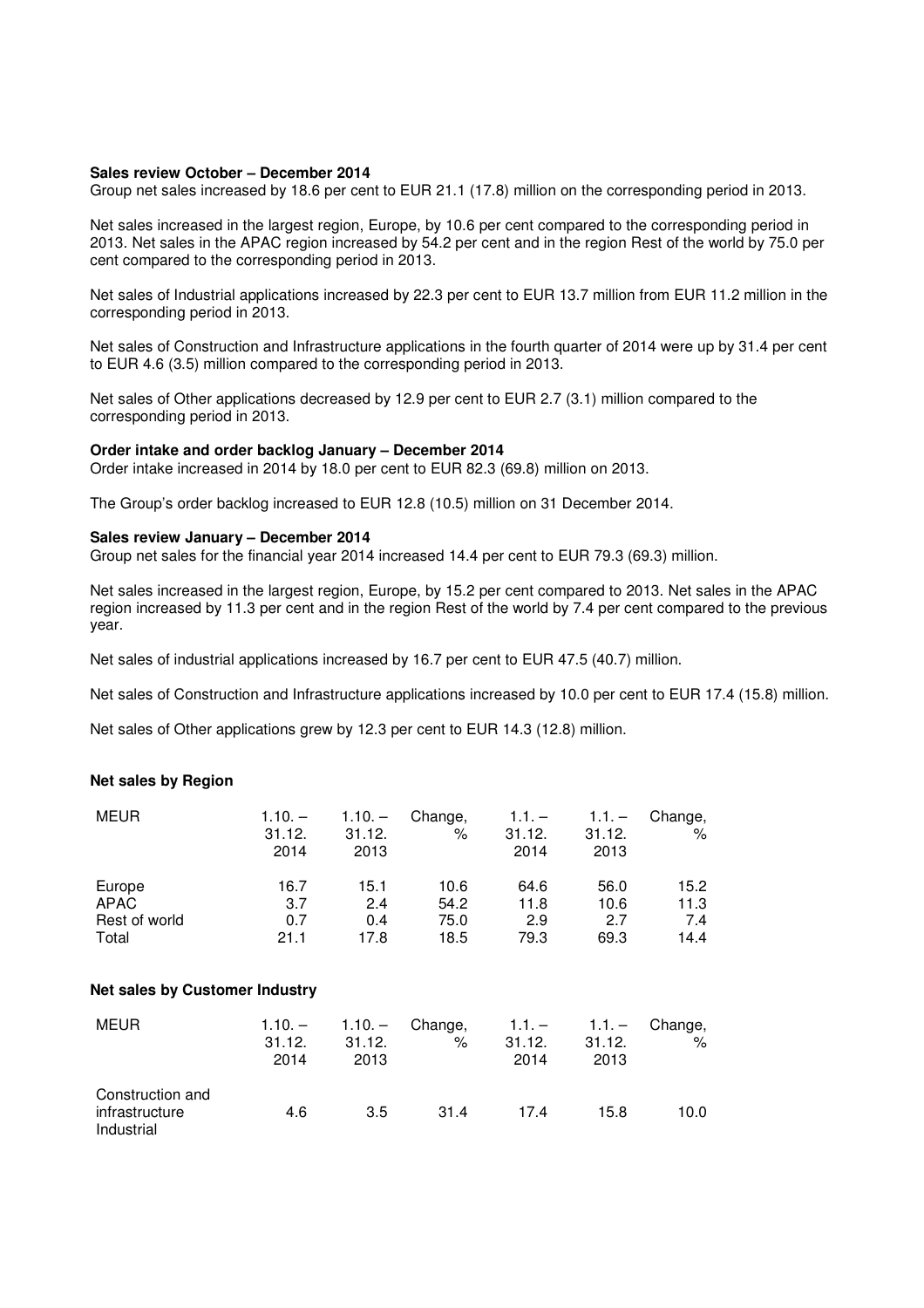**Sales review October – December 2014**
Group net sales increased by 18.6 per cent to EUR 21.1 (17.8) million on the corresponding period in 2013.

Net sales increased in the largest region, Europe, by 10.6 per cent compared to the corresponding period in 2013. Net sales in the APAC region increased by 54.2 per cent and in the region Rest of the world by 75.0 per cent compared to the corresponding period in 2013.

Net sales of Industrial applications increased by 22.3 per cent to EUR 13.7 million from EUR 11.2 million in the corresponding period in 2013.

Net sales of Construction and Infrastructure applications in the fourth quarter of 2014 were up by 31.4 per cent to EUR 4.6 (3.5) million compared to the corresponding period in 2013.

Net sales of Other applications decreased by 12.9 per cent to EUR 2.7 (3.1) million compared to the corresponding period in 2013.

**Order intake and order backlog January – December 2014**
Order intake increased in 2014 by 18.0 per cent to EUR 82.3 (69.8) million on 2013.

The Group's order backlog increased to EUR 12.8 (10.5) million on 31 December 2014.

**Sales review January – December 2014**
Group net sales for the financial year 2014 increased 14.4 per cent to EUR 79.3 (69.3) million.

Net sales increased in the largest region, Europe, by 15.2 per cent compared to 2013. Net sales in the APAC region increased by 11.3 per cent and in the region Rest of the world by 7.4 per cent compared to the previous year.

Net sales of industrial applications increased by 16.7 per cent to EUR 47.5 (40.7) million.

Net sales of Construction and Infrastructure applications increased by 10.0 per cent to EUR 17.4 (15.8) million.

Net sales of Other applications grew by 12.3 per cent to EUR 14.3 (12.8) million.

**Net sales by Region**

| MEUR | 1.10. – 31.12. 2014 | 1.10. – 31.12. 2013 | Change, % | 1.1. – 31.12. 2014 | 1.1. – 31.12. 2013 | Change, % |
|---|---|---|---|---|---|---|
| Europe | 16.7 | 15.1 | 10.6 | 64.6 | 56.0 | 15.2 |
| APAC | 3.7 | 2.4 | 54.2 | 11.8 | 10.6 | 11.3 |
| Rest of world | 0.7 | 0.4 | 75.0 | 2.9 | 2.7 | 7.4 |
| Total | 21.1 | 17.8 | 18.5 | 79.3 | 69.3 | 14.4 |

**Net sales by Customer Industry**

| MEUR | 1.10. – 31.12. 2014 | 1.10. – 31.12. 2013 | Change, % | 1.1. – 31.12. 2014 | 1.1. – 31.12. 2013 | Change, % |
|---|---|---|---|---|---|---|
| Construction and infrastructure | 4.6 | 3.5 | 31.4 | 17.4 | 15.8 | 10.0 |
| Industrial | | | | | | |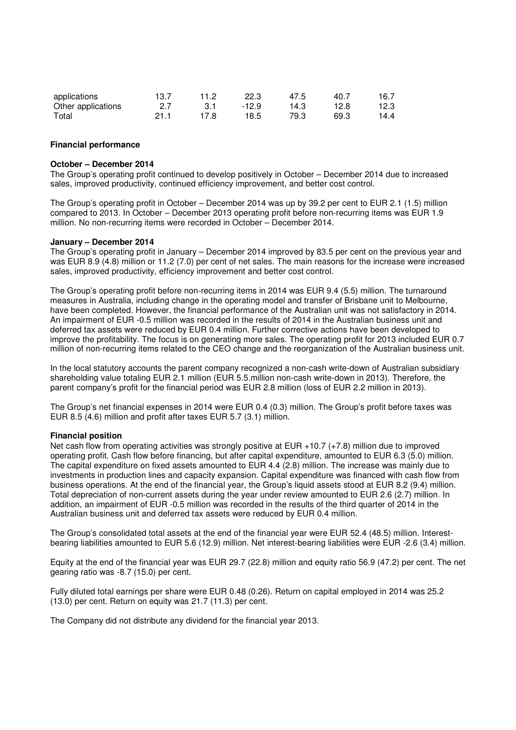| applications | 13.7 | 11.2 | 22.3 | 47.5 | 40.7 | 16.7 |
|---|---|---|---|---|---|---|
| Other applications | 2.7 | 3.1 | -12.9 | 14.3 | 12.8 | 12.3 |
| Total | 21.1 | 17.8 | 18.5 | 79.3 | 69.3 | 14.4 |

**Financial performance**

**October – December 2014**

The Group's operating profit continued to develop positively in October – December 2014 due to increased sales, improved productivity, continued efficiency improvement, and better cost control.

The Group's operating profit in October – December 2014 was up by 39.2 per cent to EUR 2.1 (1.5) million compared to 2013. In October – December 2013 operating profit before non-recurring items was EUR 1.9 million. No non-recurring items were recorded in October – December 2014.

**January – December 2014**

The Group's operating profit in January – December 2014 improved by 83.5 per cent on the previous year and was EUR 8.9 (4.8) million or 11.2 (7.0) per cent of net sales. The main reasons for the increase were increased sales, improved productivity, efficiency improvement and better cost control.

The Group's operating profit before non-recurring items in 2014 was EUR 9.4 (5.5) million. The turnaround measures in Australia, including change in the operating model and transfer of Brisbane unit to Melbourne, have been completed. However, the financial performance of the Australian unit was not satisfactory in 2014. An impairment of EUR -0.5 million was recorded in the results of 2014 in the Australian business unit and deferred tax assets were reduced by EUR 0.4 million. Further corrective actions have been developed to improve the profitability. The focus is on generating more sales. The operating profit for 2013 included EUR 0.7 million of non-recurring items related to the CEO change and the reorganization of the Australian business unit.

In the local statutory accounts the parent company recognized a non-cash write-down of Australian subsidiary shareholding value totaling EUR 2.1 million (EUR 5.5.million non-cash write-down in 2013). Therefore, the parent company's profit for the financial period was EUR 2.8 million (loss of EUR 2.2 million in 2013).

The Group's net financial expenses in 2014 were EUR 0.4 (0.3) million. The Group's profit before taxes was EUR 8.5 (4.6) million and profit after taxes EUR 5.7 (3.1) million.

**Financial position**

Net cash flow from operating activities was strongly positive at EUR +10.7 (+7.8) million due to improved operating profit. Cash flow before financing, but after capital expenditure, amounted to EUR 6.3 (5.0) million. The capital expenditure on fixed assets amounted to EUR 4.4 (2.8) million. The increase was mainly due to investments in production lines and capacity expansion. Capital expenditure was financed with cash flow from business operations. At the end of the financial year, the Group's liquid assets stood at EUR 8.2 (9.4) million. Total depreciation of non-current assets during the year under review amounted to EUR 2.6 (2.7) million. In addition, an impairment of EUR -0.5 million was recorded in the results of the third quarter of 2014 in the Australian business unit and deferred tax assets were reduced by EUR 0.4 million.

The Group's consolidated total assets at the end of the financial year were EUR 52.4 (48.5) million. Interest-bearing liabilities amounted to EUR 5.6 (12.9) million. Net interest-bearing liabilities were EUR -2.6 (3.4) million.

Equity at the end of the financial year was EUR 29.7 (22.8) million and equity ratio 56.9 (47.2) per cent. The net gearing ratio was -8.7 (15.0) per cent.

Fully diluted total earnings per share were EUR 0.48 (0.26). Return on capital employed in 2014 was 25.2 (13.0) per cent. Return on equity was 21.7 (11.3) per cent.

The Company did not distribute any dividend for the financial year 2013.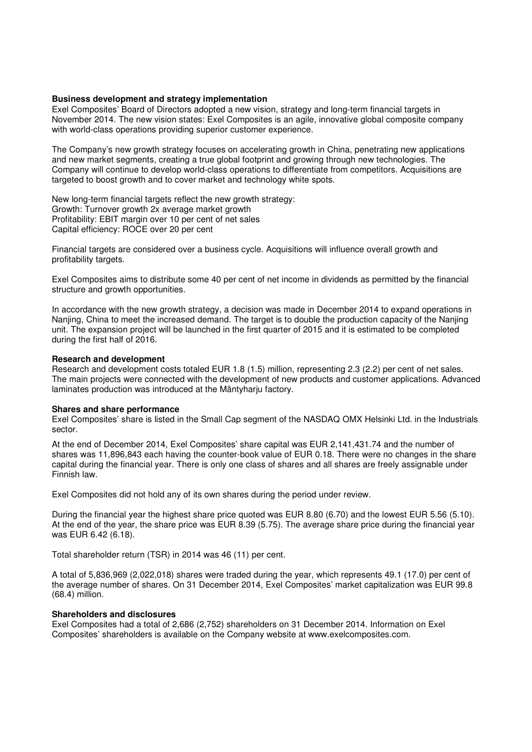**Business development and strategy implementation**

Exel Composites' Board of Directors adopted a new vision, strategy and long-term financial targets in November 2014. The new vision states: Exel Composites is an agile, innovative global composite company with world-class operations providing superior customer experience.

The Company's new growth strategy focuses on accelerating growth in China, penetrating new applications and new market segments, creating a true global footprint and growing through new technologies. The Company will continue to develop world-class operations to differentiate from competitors. Acquisitions are targeted to boost growth and to cover market and technology white spots.

New long-term financial targets reflect the new growth strategy:
Growth: Turnover growth 2x average market growth
Profitability: EBIT margin over 10 per cent of net sales
Capital efficiency: ROCE over 20 per cent

Financial targets are considered over a business cycle. Acquisitions will influence overall growth and profitability targets.

Exel Composites aims to distribute some 40 per cent of net income in dividends as permitted by the financial structure and growth opportunities.

In accordance with the new growth strategy, a decision was made in December 2014 to expand operations in Nanjing, China to meet the increased demand. The target is to double the production capacity of the Nanjing unit. The expansion project will be launched in the first quarter of 2015 and it is estimated to be completed during the first half of 2016.

**Research and development**

Research and development costs totaled EUR 1.8 (1.5) million, representing 2.3 (2.2) per cent of net sales. The main projects were connected with the development of new products and customer applications. Advanced laminates production was introduced at the Mäntyharju factory.

**Shares and share performance**

Exel Composites' share is listed in the Small Cap segment of the NASDAQ OMX Helsinki Ltd. in the Industrials sector.

At the end of December 2014, Exel Composites' share capital was EUR 2,141,431.74 and the number of shares was 11,896,843 each having the counter-book value of EUR 0.18. There were no changes in the share capital during the financial year. There is only one class of shares and all shares are freely assignable under Finnish law.

Exel Composites did not hold any of its own shares during the period under review.

During the financial year the highest share price quoted was EUR 8.80 (6.70) and the lowest EUR 5.56 (5.10). At the end of the year, the share price was EUR 8.39 (5.75). The average share price during the financial year was EUR 6.42 (6.18).

Total shareholder return (TSR) in 2014 was 46 (11) per cent.

A total of 5,836,969 (2,022,018) shares were traded during the year, which represents 49.1 (17.0) per cent of the average number of shares. On 31 December 2014, Exel Composites' market capitalization was EUR 99.8 (68.4) million.

**Shareholders and disclosures**

Exel Composites had a total of 2,686 (2,752) shareholders on 31 December 2014. Information on Exel Composites' shareholders is available on the Company website at www.exelcomposites.com.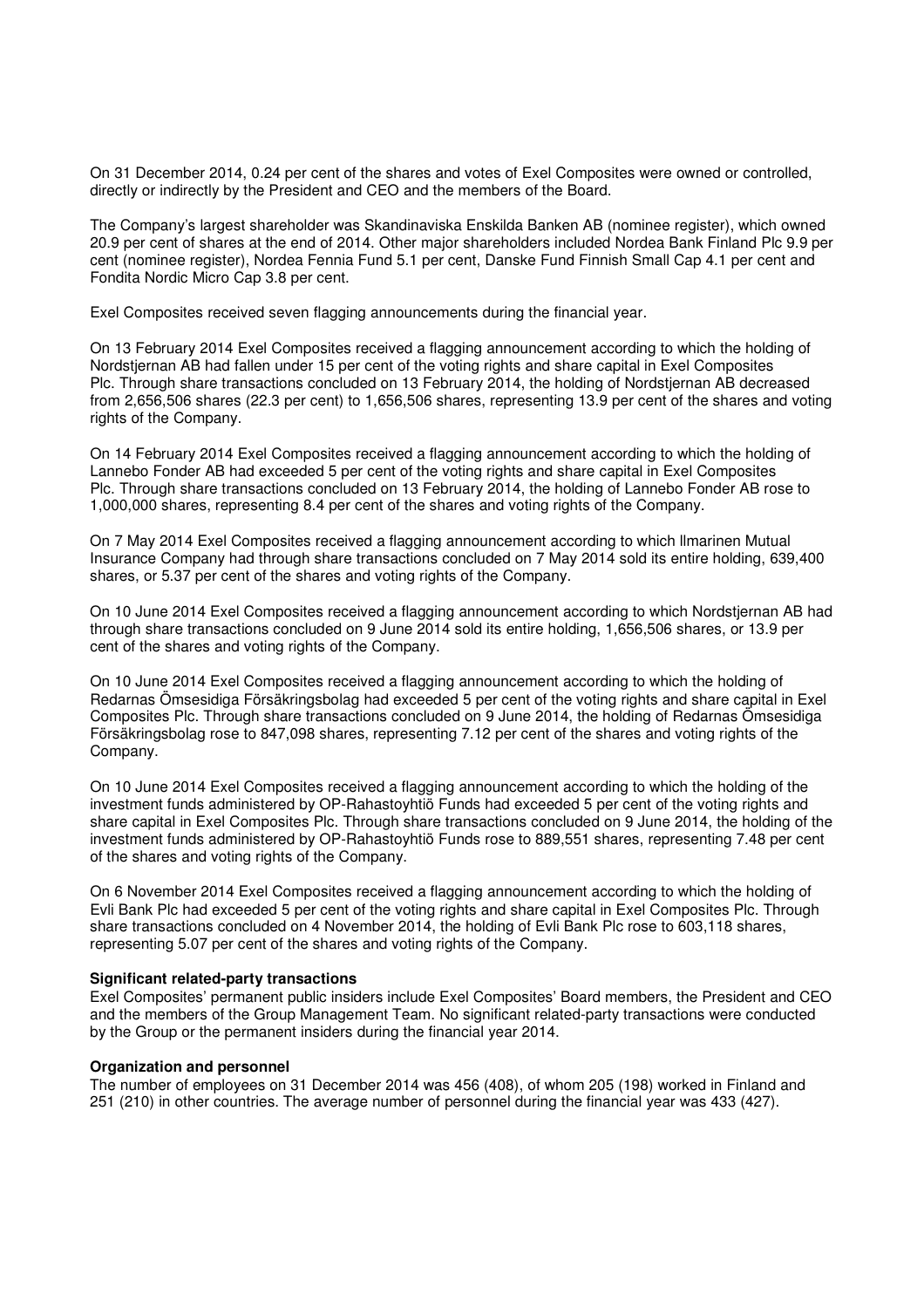On 31 December 2014, 0.24 per cent of the shares and votes of Exel Composites were owned or controlled, directly or indirectly by the President and CEO and the members of the Board.

The Company's largest shareholder was Skandinaviska Enskilda Banken AB (nominee register), which owned 20.9 per cent of shares at the end of 2014. Other major shareholders included Nordea Bank Finland Plc 9.9 per cent (nominee register), Nordea Fennia Fund 5.1 per cent, Danske Fund Finnish Small Cap 4.1 per cent and Fondita Nordic Micro Cap 3.8 per cent.

Exel Composites received seven flagging announcements during the financial year.

On 13 February 2014 Exel Composites received a flagging announcement according to which the holding of Nordstjernan AB had fallen under 15 per cent of the voting rights and share capital in Exel Composites Plc. Through share transactions concluded on 13 February 2014, the holding of Nordstjernan AB decreased from 2,656,506 shares (22.3 per cent) to 1,656,506 shares, representing 13.9 per cent of the shares and voting rights of the Company.

On 14 February 2014 Exel Composites received a flagging announcement according to which the holding of Lannebo Fonder AB had exceeded 5 per cent of the voting rights and share capital in Exel Composites Plc. Through share transactions concluded on 13 February 2014, the holding of Lannebo Fonder AB rose to 1,000,000 shares, representing 8.4 per cent of the shares and voting rights of the Company.

On 7 May 2014 Exel Composites received a flagging announcement according to which Ilmarinen Mutual Insurance Company had through share transactions concluded on 7 May 2014 sold its entire holding, 639,400 shares, or 5.37 per cent of the shares and voting rights of the Company.

On 10 June 2014 Exel Composites received a flagging announcement according to which Nordstjernan AB had through share transactions concluded on 9 June 2014 sold its entire holding, 1,656,506 shares, or 13.9 per cent of the shares and voting rights of the Company.

On 10 June 2014 Exel Composites received a flagging announcement according to which the holding of Redarnas Ömsesidiga Försäkringsbolag had exceeded 5 per cent of the voting rights and share capital in Exel Composites Plc. Through share transactions concluded on 9 June 2014, the holding of Redarnas Ömsesidiga Försäkringsbolag rose to 847,098 shares, representing 7.12 per cent of the shares and voting rights of the Company.

On 10 June 2014 Exel Composites received a flagging announcement according to which the holding of the investment funds administered by OP-Rahastoyhtiö Funds had exceeded 5 per cent of the voting rights and share capital in Exel Composites Plc. Through share transactions concluded on 9 June 2014, the holding of the investment funds administered by OP-Rahastoyhtiö Funds rose to 889,551 shares, representing 7.48 per cent of the shares and voting rights of the Company.

On 6 November 2014 Exel Composites received a flagging announcement according to which the holding of Evli Bank Plc had exceeded 5 per cent of the voting rights and share capital in Exel Composites Plc. Through share transactions concluded on 4 November 2014, the holding of Evli Bank Plc rose to 603,118 shares, representing 5.07 per cent of the shares and voting rights of the Company.

**Significant related-party transactions**

Exel Composites' permanent public insiders include Exel Composites' Board members, the President and CEO and the members of the Group Management Team. No significant related-party transactions were conducted by the Group or the permanent insiders during the financial year 2014.

**Organization and personnel**

The number of employees on 31 December 2014 was 456 (408), of whom 205 (198) worked in Finland and 251 (210) in other countries. The average number of personnel during the financial year was 433 (427).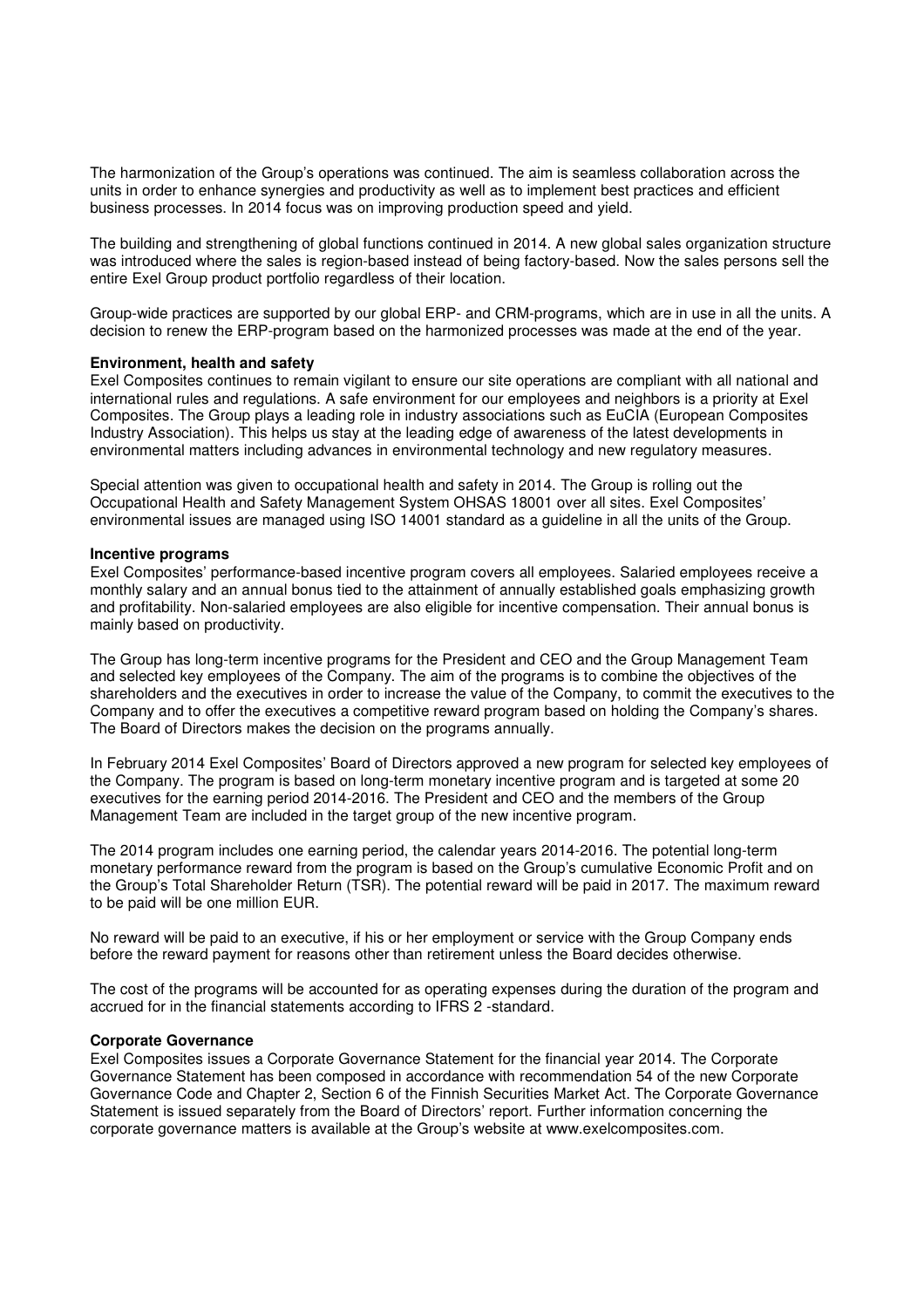The harmonization of the Group's operations was continued. The aim is seamless collaboration across the units in order to enhance synergies and productivity as well as to implement best practices and efficient business processes. In 2014 focus was on improving production speed and yield.

The building and strengthening of global functions continued in 2014. A new global sales organization structure was introduced where the sales is region-based instead of being factory-based. Now the sales persons sell the entire Exel Group product portfolio regardless of their location.

Group-wide practices are supported by our global ERP- and CRM-programs, which are in use in all the units. A decision to renew the ERP-program based on the harmonized processes was made at the end of the year.

**Environment, health and safety**

Exel Composites continues to remain vigilant to ensure our site operations are compliant with all national and international rules and regulations. A safe environment for our employees and neighbors is a priority at Exel Composites. The Group plays a leading role in industry associations such as EuCIA (European Composites Industry Association). This helps us stay at the leading edge of awareness of the latest developments in environmental matters including advances in environmental technology and new regulatory measures.

Special attention was given to occupational health and safety in 2014. The Group is rolling out the Occupational Health and Safety Management System OHSAS 18001 over all sites. Exel Composites' environmental issues are managed using ISO 14001 standard as a guideline in all the units of the Group.

**Incentive programs**

Exel Composites' performance-based incentive program covers all employees. Salaried employees receive a monthly salary and an annual bonus tied to the attainment of annually established goals emphasizing growth and profitability. Non-salaried employees are also eligible for incentive compensation. Their annual bonus is mainly based on productivity.

The Group has long-term incentive programs for the President and CEO and the Group Management Team and selected key employees of the Company. The aim of the programs is to combine the objectives of the shareholders and the executives in order to increase the value of the Company, to commit the executives to the Company and to offer the executives a competitive reward program based on holding the Company's shares. The Board of Directors makes the decision on the programs annually.

In February 2014 Exel Composites' Board of Directors approved a new program for selected key employees of the Company. The program is based on long-term monetary incentive program and is targeted at some 20 executives for the earning period 2014-2016. The President and CEO and the members of the Group Management Team are included in the target group of the new incentive program.

The 2014 program includes one earning period, the calendar years 2014-2016. The potential long-term monetary performance reward from the program is based on the Group's cumulative Economic Profit and on the Group's Total Shareholder Return (TSR). The potential reward will be paid in 2017. The maximum reward to be paid will be one million EUR.

No reward will be paid to an executive, if his or her employment or service with the Group Company ends before the reward payment for reasons other than retirement unless the Board decides otherwise.

The cost of the programs will be accounted for as operating expenses during the duration of the program and accrued for in the financial statements according to IFRS 2 -standard.

**Corporate Governance**

Exel Composites issues a Corporate Governance Statement for the financial year 2014. The Corporate Governance Statement has been composed in accordance with recommendation 54 of the new Corporate Governance Code and Chapter 2, Section 6 of the Finnish Securities Market Act. The Corporate Governance Statement is issued separately from the Board of Directors' report. Further information concerning the corporate governance matters is available at the Group's website at www.exelcomposites.com.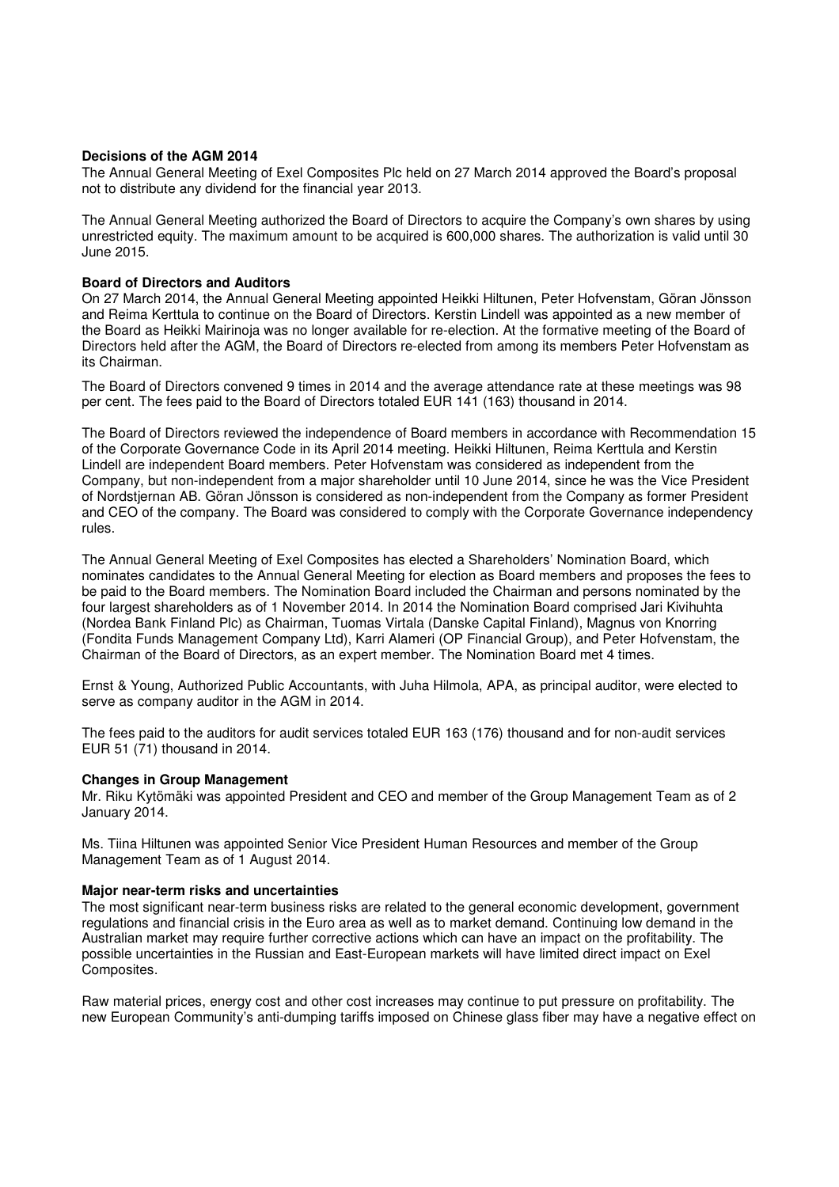**Decisions of the AGM 2014**

The Annual General Meeting of Exel Composites Plc held on 27 March 2014 approved the Board's proposal not to distribute any dividend for the financial year 2013.

The Annual General Meeting authorized the Board of Directors to acquire the Company's own shares by using unrestricted equity. The maximum amount to be acquired is 600,000 shares. The authorization is valid until 30 June 2015.

**Board of Directors and Auditors**

On 27 March 2014, the Annual General Meeting appointed Heikki Hiltunen, Peter Hofvenstam, Göran Jönsson and Reima Kerttula to continue on the Board of Directors. Kerstin Lindell was appointed as a new member of the Board as Heikki Mairinoja was no longer available for re-election. At the formative meeting of the Board of Directors held after the AGM, the Board of Directors re-elected from among its members Peter Hofvenstam as its Chairman.

The Board of Directors convened 9 times in 2014 and the average attendance rate at these meetings was 98 per cent. The fees paid to the Board of Directors totaled EUR 141 (163) thousand in 2014.

The Board of Directors reviewed the independence of Board members in accordance with Recommendation 15 of the Corporate Governance Code in its April 2014 meeting. Heikki Hiltunen, Reima Kerttula and Kerstin Lindell are independent Board members. Peter Hofvenstam was considered as independent from the Company, but non-independent from a major shareholder until 10 June 2014, since he was the Vice President of Nordstjernan AB. Göran Jönsson is considered as non-independent from the Company as former President and CEO of the company. The Board was considered to comply with the Corporate Governance independency rules.

The Annual General Meeting of Exel Composites has elected a Shareholders' Nomination Board, which nominates candidates to the Annual General Meeting for election as Board members and proposes the fees to be paid to the Board members. The Nomination Board included the Chairman and persons nominated by the four largest shareholders as of 1 November 2014. In 2014 the Nomination Board comprised Jari Kivihuhta (Nordea Bank Finland Plc) as Chairman, Tuomas Virtala (Danske Capital Finland), Magnus von Knorring (Fondita Funds Management Company Ltd), Karri Alameri (OP Financial Group), and Peter Hofvenstam, the Chairman of the Board of Directors, as an expert member. The Nomination Board met 4 times.

Ernst & Young, Authorized Public Accountants, with Juha Hilmola, APA, as principal auditor, were elected to serve as company auditor in the AGM in 2014.

The fees paid to the auditors for audit services totaled EUR 163 (176) thousand and for non-audit services EUR 51 (71) thousand in 2014.

**Changes in Group Management**

Mr. Riku Kytömäki was appointed President and CEO and member of the Group Management Team as of 2 January 2014.

Ms. Tiina Hiltunen was appointed Senior Vice President Human Resources and member of the Group Management Team as of 1 August 2014.

**Major near-term risks and uncertainties**

The most significant near-term business risks are related to the general economic development, government regulations and financial crisis in the Euro area as well as to market demand. Continuing low demand in the Australian market may require further corrective actions which can have an impact on the profitability. The possible uncertainties in the Russian and East-European markets will have limited direct impact on Exel Composites.

Raw material prices, energy cost and other cost increases may continue to put pressure on profitability. The new European Community's anti-dumping tariffs imposed on Chinese glass fiber may have a negative effect on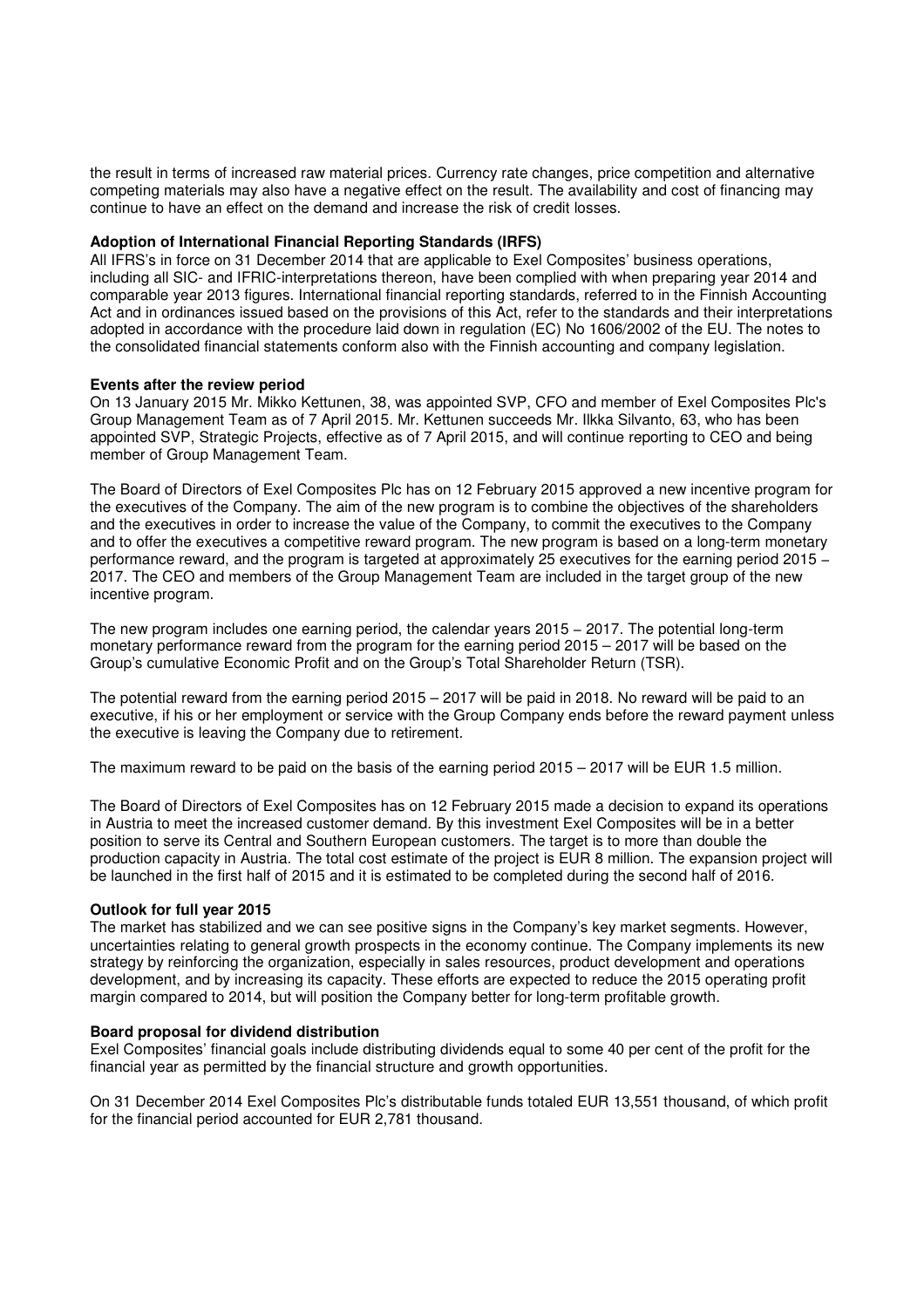the result in terms of increased raw material prices. Currency rate changes, price competition and alternative competing materials may also have a negative effect on the result. The availability and cost of financing may continue to have an effect on the demand and increase the risk of credit losses.

**Adoption of International Financial Reporting Standards (IRFS)**
All IFRS's in force on 31 December 2014 that are applicable to Exel Composites' business operations, including all SIC- and IFRIC-interpretations thereon, have been complied with when preparing year 2014 and comparable year 2013 figures. International financial reporting standards, referred to in the Finnish Accounting Act and in ordinances issued based on the provisions of this Act, refer to the standards and their interpretations adopted in accordance with the procedure laid down in regulation (EC) No 1606/2002 of the EU. The notes to the consolidated financial statements conform also with the Finnish accounting and company legislation.

**Events after the review period**
On 13 January 2015 Mr. Mikko Kettunen, 38, was appointed SVP, CFO and member of Exel Composites Plc's Group Management Team as of 7 April 2015. Mr. Kettunen succeeds Mr. Ilkka Silvanto, 63, who has been appointed SVP, Strategic Projects, effective as of 7 April 2015, and will continue reporting to CEO and being member of Group Management Team.

The Board of Directors of Exel Composites Plc has on 12 February 2015 approved a new incentive program for the executives of the Company. The aim of the new program is to combine the objectives of the shareholders and the executives in order to increase the value of the Company, to commit the executives to the Company and to offer the executives a competitive reward program. The new program is based on a long-term monetary performance reward, and the program is targeted at approximately 25 executives for the earning period 2015 – 2017. The CEO and members of the Group Management Team are included in the target group of the new incentive program.

The new program includes one earning period, the calendar years 2015 – 2017. The potential long-term monetary performance reward from the program for the earning period 2015 – 2017 will be based on the Group's cumulative Economic Profit and on the Group's Total Shareholder Return (TSR).

The potential reward from the earning period 2015 – 2017 will be paid in 2018. No reward will be paid to an executive, if his or her employment or service with the Group Company ends before the reward payment unless the executive is leaving the Company due to retirement.

The maximum reward to be paid on the basis of the earning period 2015 – 2017 will be EUR 1.5 million.

The Board of Directors of Exel Composites has on 12 February 2015 made a decision to expand its operations in Austria to meet the increased customer demand. By this investment Exel Composites will be in a better position to serve its Central and Southern European customers. The target is to more than double the production capacity in Austria. The total cost estimate of the project is EUR 8 million. The expansion project will be launched in the first half of 2015 and it is estimated to be completed during the second half of 2016.

**Outlook for full year 2015**
The market has stabilized and we can see positive signs in the Company's key market segments. However, uncertainties relating to general growth prospects in the economy continue. The Company implements its new strategy by reinforcing the organization, especially in sales resources, product development and operations development, and by increasing its capacity. These efforts are expected to reduce the 2015 operating profit margin compared to 2014, but will position the Company better for long-term profitable growth.

**Board proposal for dividend distribution**
Exel Composites' financial goals include distributing dividends equal to some 40 per cent of the profit for the financial year as permitted by the financial structure and growth opportunities.

On 31 December 2014 Exel Composites Plc's distributable funds totaled EUR 13,551 thousand, of which profit for the financial period accounted for EUR 2,781 thousand.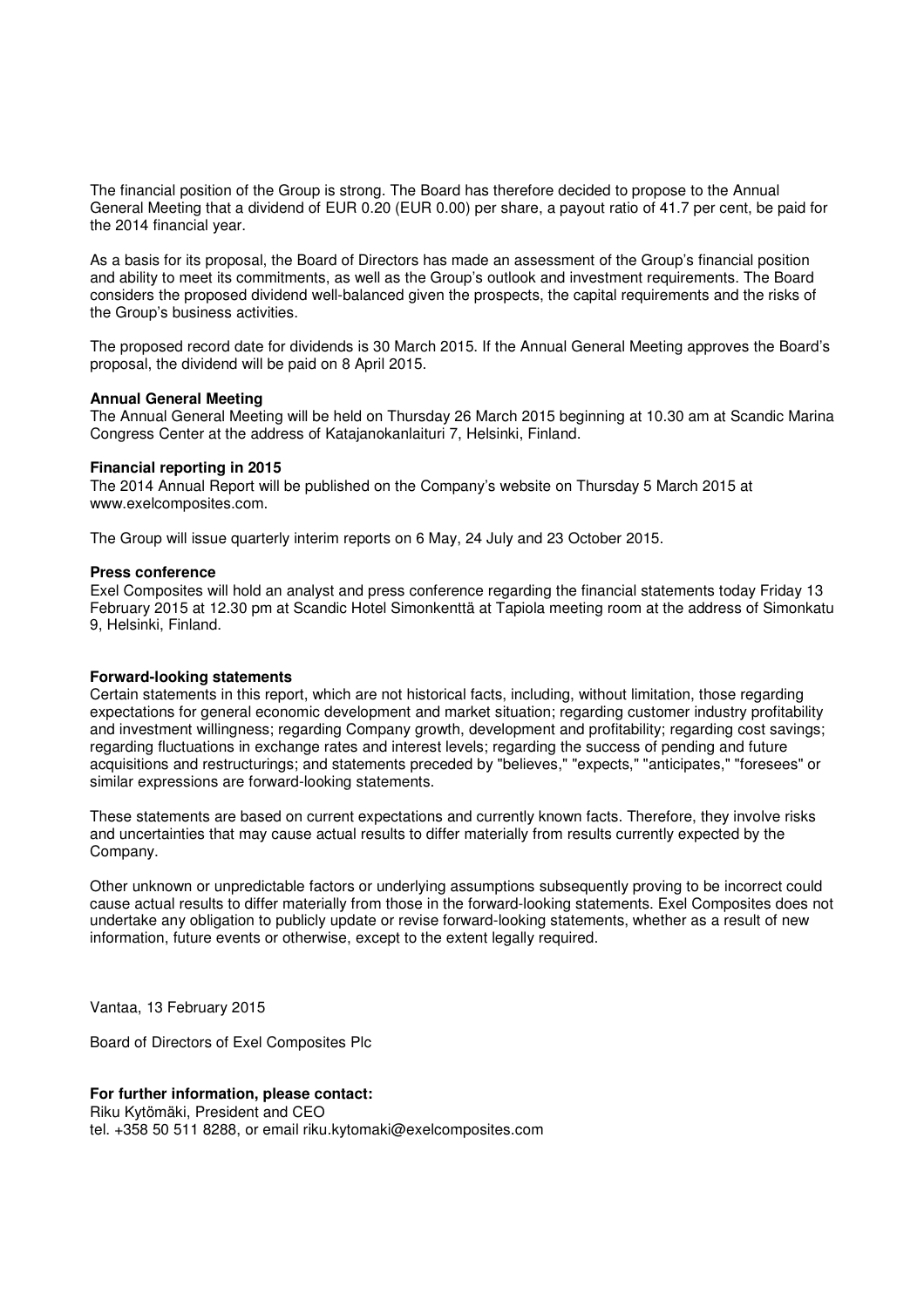The financial position of the Group is strong. The Board has therefore decided to propose to the Annual General Meeting that a dividend of EUR 0.20 (EUR 0.00) per share, a payout ratio of 41.7 per cent, be paid for the 2014 financial year.

As a basis for its proposal, the Board of Directors has made an assessment of the Group's financial position and ability to meet its commitments, as well as the Group's outlook and investment requirements. The Board considers the proposed dividend well-balanced given the prospects, the capital requirements and the risks of the Group's business activities.

The proposed record date for dividends is 30 March 2015. If the Annual General Meeting approves the Board's proposal, the dividend will be paid on 8 April 2015.

**Annual General Meeting**
The Annual General Meeting will be held on Thursday 26 March 2015 beginning at 10.30 am at Scandic Marina Congress Center at the address of Katajanokanlaituri 7, Helsinki, Finland.

**Financial reporting in 2015**
The 2014 Annual Report will be published on the Company's website on Thursday 5 March 2015 at www.exelcomposites.com.

The Group will issue quarterly interim reports on 6 May, 24 July and 23 October 2015.

**Press conference**
Exel Composites will hold an analyst and press conference regarding the financial statements today Friday 13 February 2015 at 12.30 pm at Scandic Hotel Simonkenttä at Tapiola meeting room at the address of Simonkatu 9, Helsinki, Finland.

**Forward-looking statements**
Certain statements in this report, which are not historical facts, including, without limitation, those regarding expectations for general economic development and market situation; regarding customer industry profitability and investment willingness; regarding Company growth, development and profitability; regarding cost savings; regarding fluctuations in exchange rates and interest levels; regarding the success of pending and future acquisitions and restructurings; and statements preceded by "believes," "expects," "anticipates," "foresees" or similar expressions are forward-looking statements.

These statements are based on current expectations and currently known facts. Therefore, they involve risks and uncertainties that may cause actual results to differ materially from results currently expected by the Company.

Other unknown or unpredictable factors or underlying assumptions subsequently proving to be incorrect could cause actual results to differ materially from those in the forward-looking statements. Exel Composites does not undertake any obligation to publicly update or revise forward-looking statements, whether as a result of new information, future events or otherwise, except to the extent legally required.

Vantaa, 13 February 2015

Board of Directors of Exel Composites Plc

**For further information, please contact:**
Riku Kytömäki, President and CEO
tel. +358 50 511 8288, or email riku.kytomaki@exelcomposites.com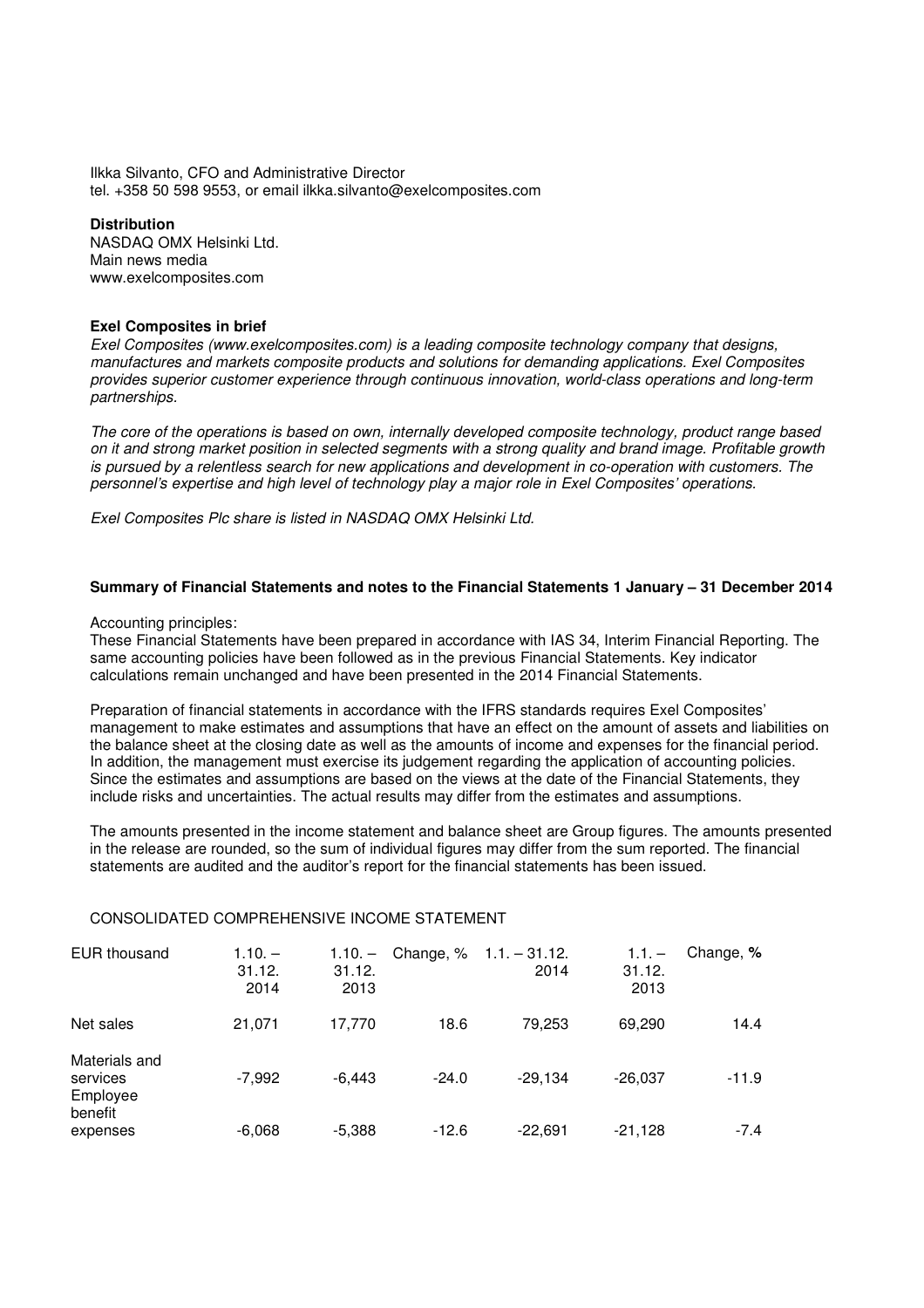Ilkka Silvanto, CFO and Administrative Director
tel. +358 50 598 9553, or email ilkka.silvanto@exelcomposites.com

**Distribution**
NASDAQ OMX Helsinki Ltd.
Main news media
www.exelcomposites.com

**Exel Composites in brief**

*Exel Composites (www.exelcomposites.com) is a leading composite technology company that designs, manufactures and markets composite products and solutions for demanding applications. Exel Composites provides superior customer experience through continuous innovation, world-class operations and long-term partnerships.*

*The core of the operations is based on own, internally developed composite technology, product range based on it and strong market position in selected segments with a strong quality and brand image. Profitable growth is pursued by a relentless search for new applications and development in co-operation with customers. The personnel's expertise and high level of technology play a major role in Exel Composites' operations.*

*Exel Composites Plc share is listed in NASDAQ OMX Helsinki Ltd.*

**Summary of Financial Statements and notes to the Financial Statements 1 January – 31 December 2014**

Accounting principles:
These Financial Statements have been prepared in accordance with IAS 34, Interim Financial Reporting. The same accounting policies have been followed as in the previous Financial Statements. Key indicator calculations remain unchanged and have been presented in the 2014 Financial Statements.

Preparation of financial statements in accordance with the IFRS standards requires Exel Composites' management to make estimates and assumptions that have an effect on the amount of assets and liabilities on the balance sheet at the closing date as well as the amounts of income and expenses for the financial period. In addition, the management must exercise its judgement regarding the application of accounting policies. Since the estimates and assumptions are based on the views at the date of the Financial Statements, they include risks and uncertainties. The actual results may differ from the estimates and assumptions.

The amounts presented in the income statement and balance sheet are Group figures. The amounts presented in the release are rounded, so the sum of individual figures may differ from the sum reported. The financial statements are audited and the auditor's report for the financial statements has been issued.

CONSOLIDATED COMPREHENSIVE INCOME STATEMENT

| EUR thousand | 1.10. – 31.12. 2014 | 1.10. – 31.12. 2013 | Change, % | 1.1. – 31.12. 2014 | 1.1. – 31.12. 2013 | Change, % |
|---|---|---|---|---|---|---|
| Net sales | 21,071 | 17,770 | 18.6 | 79,253 | 69,290 | 14.4 |
| Materials and services | -7,992 | -6,443 | -24.0 | -29,134 | -26,037 | -11.9 |
| Employee benefit expenses | -6,068 | -5,388 | -12.6 | -22,691 | -21,128 | -7.4 |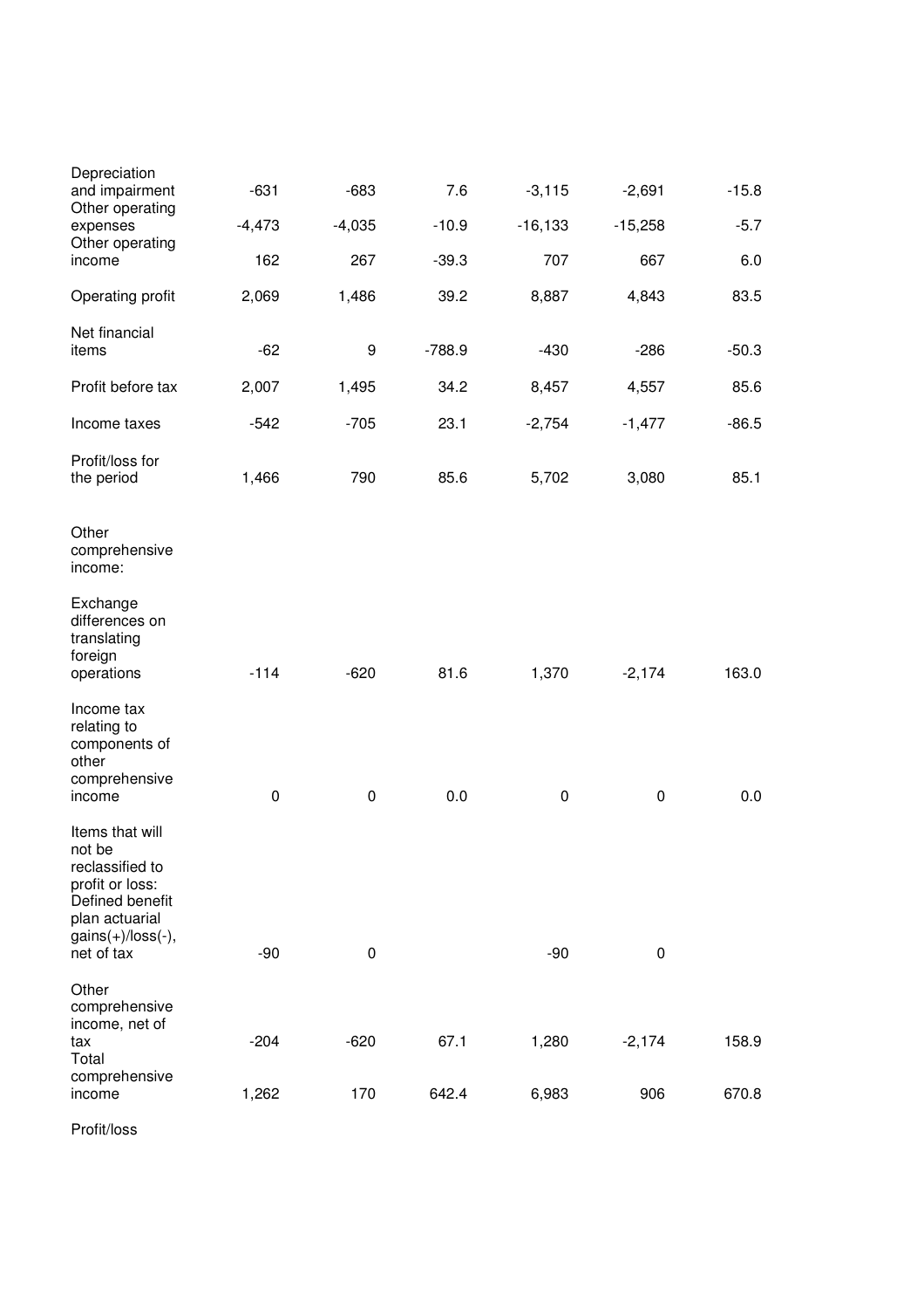| | | | | | | |
|---|---|---|---|---|---|---|
| Depreciation and impairment | -631 | -683 | 7.6 | -3,115 | -2,691 | -15.8 |
| Other operating expenses | -4,473 | -4,035 | -10.9 | -16,133 | -15,258 | -5.7 |
| Other operating income | 162 | 267 | -39.3 | 707 | 667 | 6.0 |
| Operating profit | 2,069 | 1,486 | 39.2 | 8,887 | 4,843 | 83.5 |
| Net financial items | -62 | 9 | -788.9 | -430 | -286 | -50.3 |
| Profit before tax | 2,007 | 1,495 | 34.2 | 8,457 | 4,557 | 85.6 |
| Income taxes | -542 | -705 | 23.1 | -2,754 | -1,477 | -86.5 |
| Profit/loss for the period | 1,466 | 790 | 85.6 | 5,702 | 3,080 | 85.1 |
| Other comprehensive income: | | | | | | |
| Exchange differences on translating foreign operations | -114 | -620 | 81.6 | 1,370 | -2,174 | 163.0 |
| Income tax relating to components of other comprehensive income | 0 | 0 | 0.0 | 0 | 0 | 0.0 |
| Items that will not be reclassified to profit or loss: Defined benefit plan actuarial gains(+)/loss(-), net of tax | -90 | 0 | | -90 | 0 | |
| Other comprehensive income, net of tax | -204 | -620 | 67.1 | 1,280 | -2,174 | 158.9 |
| Total comprehensive income | 1,262 | 170 | 642.4 | 6,983 | 906 | 670.8 |
| Profit/loss | | | | | | |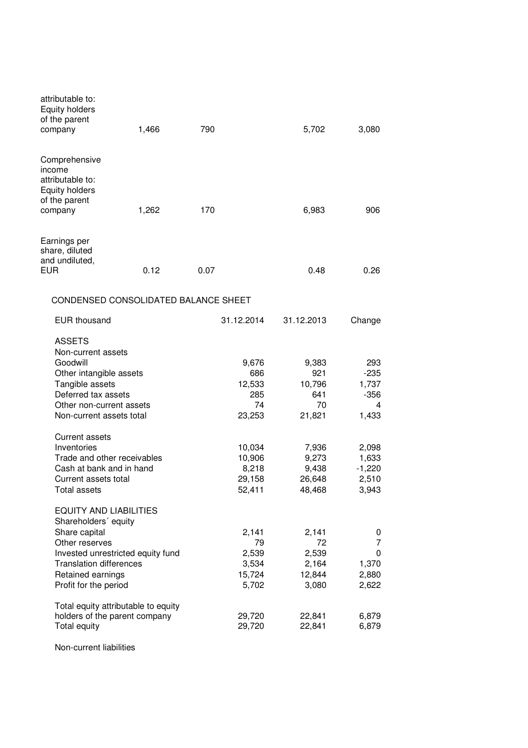| | | | | |
|---|---|---|---|---|
| attributable to: Equity holders of the parent company | 1,466 | 790 | 5,702 | 3,080 |
| Comprehensive income attributable to: Equity holders of the parent company | 1,262 | 170 | 6,983 | 906 |
| Earnings per share, diluted and undiluted, EUR | 0.12 | 0.07 | 0.48 | 0.26 |

## CONDENSED CONSOLIDATED BALANCE SHEET

| EUR thousand | 31.12.2014 | 31.12.2013 | Change |
|---|---|---|---|
| **ASSETS** | | | |
| Non-current assets | | | |
| Goodwill | 9,676 | 9,383 | 293 |
| Other intangible assets | 686 | 921 | -235 |
| Tangible assets | 12,533 | 10,796 | 1,737 |
| Deferred tax assets | 285 | 641 | -356 |
| Other non-current assets | 74 | 70 | 4 |
| Non-current assets total | 23,253 | 21,821 | 1,433 |
| Current assets | | | |
| Inventories | 10,034 | 7,936 | 2,098 |
| Trade and other receivables | 10,906 | 9,273 | 1,633 |
| Cash at bank and in hand | 8,218 | 9,438 | -1,220 |
| Current assets total | 29,158 | 26,648 | 2,510 |
| Total assets | 52,411 | 48,468 | 3,943 |
| **EQUITY AND LIABILITIES** | | | |
| Shareholders´ equity | | | |
| Share capital | 2,141 | 2,141 | 0 |
| Other reserves | 79 | 72 | 7 |
| Invested unrestricted equity fund | 2,539 | 2,539 | 0 |
| Translation differences | 3,534 | 2,164 | 1,370 |
| Retained earnings | 15,724 | 12,844 | 2,880 |
| Profit for the period | 5,702 | 3,080 | 2,622 |
| Total equity attributable to equity holders of the parent company | 29,720 | 22,841 | 6,879 |
| Total equity | 29,720 | 22,841 | 6,879 |
| Non-current liabilities | | | |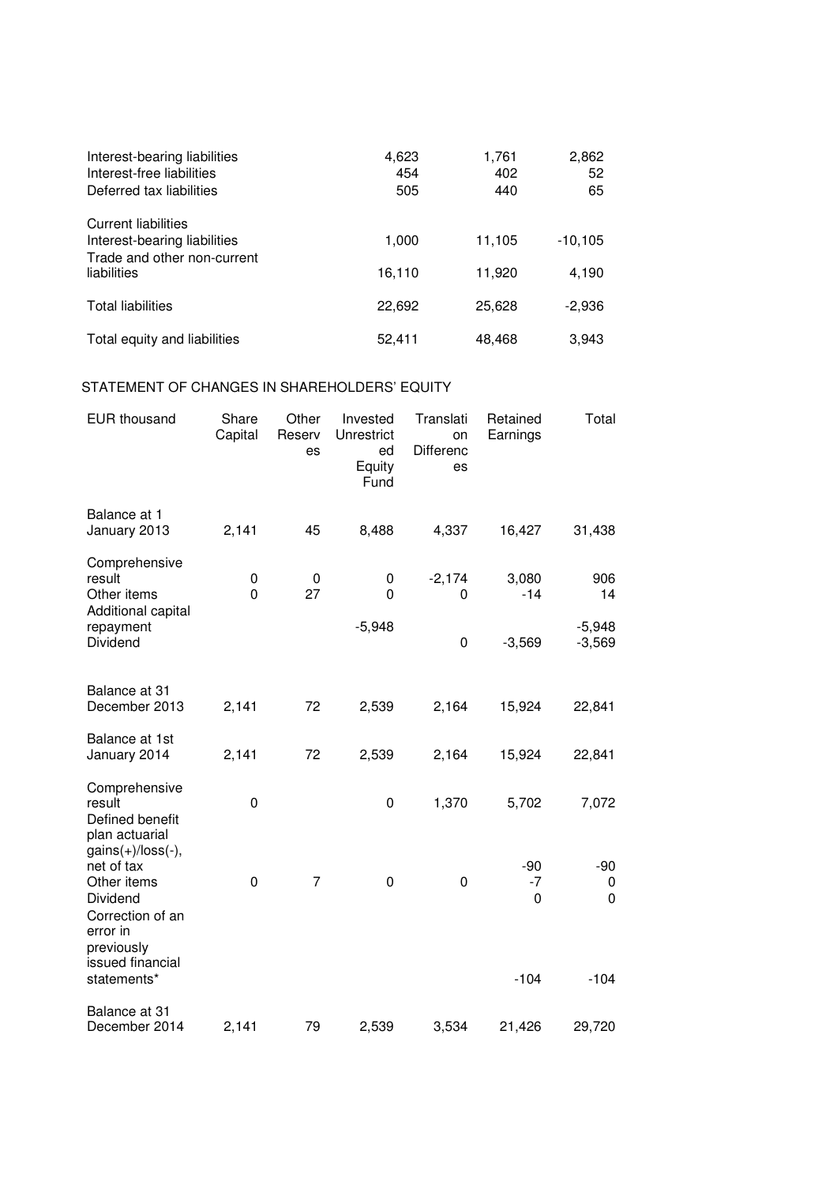| | | | |
|---|---|---|---|
| Interest-bearing liabilities | 4,623 | 1,761 | 2,862 |
| Interest-free liabilities | 454 | 402 | 52 |
| Deferred tax liabilities | 505 | 440 | 65 |
| | | | |
| Current liabilities | | | |
| Interest-bearing liabilities | 1,000 | 11,105 | -10,105 |
| Trade and other non-current liabilities | 16,110 | 11,920 | 4,190 |
| | | | |
| Total liabilities | 22,692 | 25,628 | -2,936 |
| | | | |
| Total equity and liabilities | 52,411 | 48,468 | 3,943 |

STATEMENT OF CHANGES IN SHAREHOLDERS' EQUITY

| EUR thousand | Share Capital | Other Reserves | Invested Unrestricted Equity Fund | Translation Differences | Retained Earnings | Total |
|---|---|---|---|---|---|---|
| Balance at 1 January 2013 | 2,141 | 45 | 8,488 | 4,337 | 16,427 | 31,438 |
| Comprehensive result | 0 | 0 | 0 | -2,174 | 3,080 | 906 |
| Other items | 0 | 27 | 0 | 0 | -14 | 14 |
| Additional capital repayment | | | -5,948 | | | -5,948 |
| Dividend | | | | 0 | -3,569 | -3,569 |
| Balance at 31 December 2013 | 2,141 | 72 | 2,539 | 2,164 | 15,924 | 22,841 |
| Balance at 1st January 2014 | 2,141 | 72 | 2,539 | 2,164 | 15,924 | 22,841 |
| Comprehensive result | 0 | | 0 | 1,370 | 5,702 | 7,072 |
| Defined benefit plan actuarial gains(+)/loss(-), net of tax | | | | | -90 | -90 |
| Other items | 0 | 7 | 0 | 0 | -7 | 0 |
| Dividend | | | | | 0 | 0 |
| Correction of an error in previously issued financial statements* | | | | | -104 | -104 |
| Balance at 31 December 2014 | 2,141 | 79 | 2,539 | 3,534 | 21,426 | 29,720 |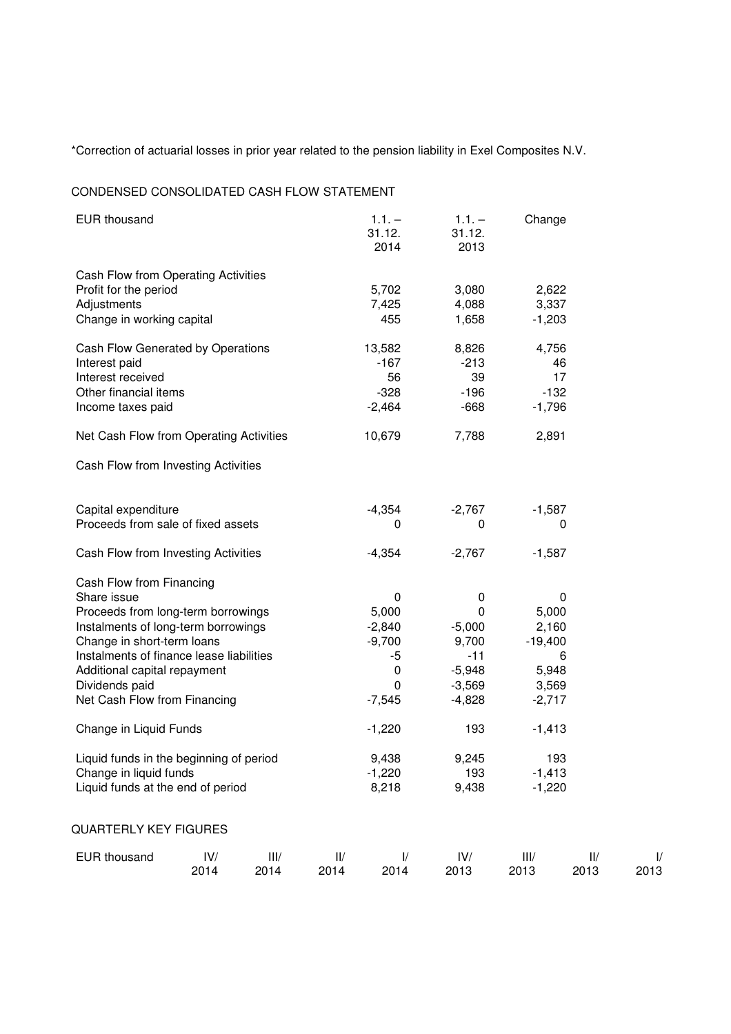*Correction of actuarial losses in prior year related to the pension liability in Exel Composites N.V.

## CONDENSED CONSOLIDATED CASH FLOW STATEMENT

| EUR thousand | 1.1. – 31.12. 2014 | 1.1. – 31.12. 2013 | Change |
|---|---|---|---|
| Cash Flow from Operating Activities | | | |
| Profit for the period | 5,702 | 3,080 | 2,622 |
| Adjustments | 7,425 | 4,088 | 3,337 |
| Change in working capital | 455 | 1,658 | -1,203 |
| Cash Flow Generated by Operations | 13,582 | 8,826 | 4,756 |
| Interest paid | -167 | -213 | 46 |
| Interest received | 56 | 39 | 17 |
| Other financial items | -328 | -196 | -132 |
| Income taxes paid | -2,464 | -668 | -1,796 |
| Net Cash Flow from Operating Activities | 10,679 | 7,788 | 2,891 |
| Cash Flow from Investing Activities | | | |
| Capital expenditure | -4,354 | -2,767 | -1,587 |
| Proceeds from sale of fixed assets | 0 | 0 | 0 |
| Cash Flow from Investing Activities | -4,354 | -2,767 | -1,587 |
| Cash Flow from Financing | | | |
| Share issue | 0 | 0 | 0 |
| Proceeds from long-term borrowings | 5,000 | 0 | 5,000 |
| Instalments of long-term borrowings | -2,840 | -5,000 | 2,160 |
| Change in short-term loans | -9,700 | 9,700 | -19,400 |
| Instalments of finance lease liabilities | -5 | -11 | 6 |
| Additional capital repayment | 0 | -5,948 | 5,948 |
| Dividends paid | 0 | -3,569 | 3,569 |
| Net Cash Flow from Financing | -7,545 | -4,828 | -2,717 |
| Change in Liquid Funds | -1,220 | 193 | -1,413 |
| Liquid funds in the beginning of period | 9,438 | 9,245 | 193 |
| Change in liquid funds | -1,220 | 193 | -1,413 |
| Liquid funds at the end of period | 8,218 | 9,438 | -1,220 |

## QUARTERLY KEY FIGURES

| EUR thousand | IV/ 2014 | III/ 2014 | II/ 2014 | I/ 2014 | IV/ 2013 | III/ 2013 | II/ 2013 | I/ 2013 |
|---|---|---|---|---|---|---|---|---|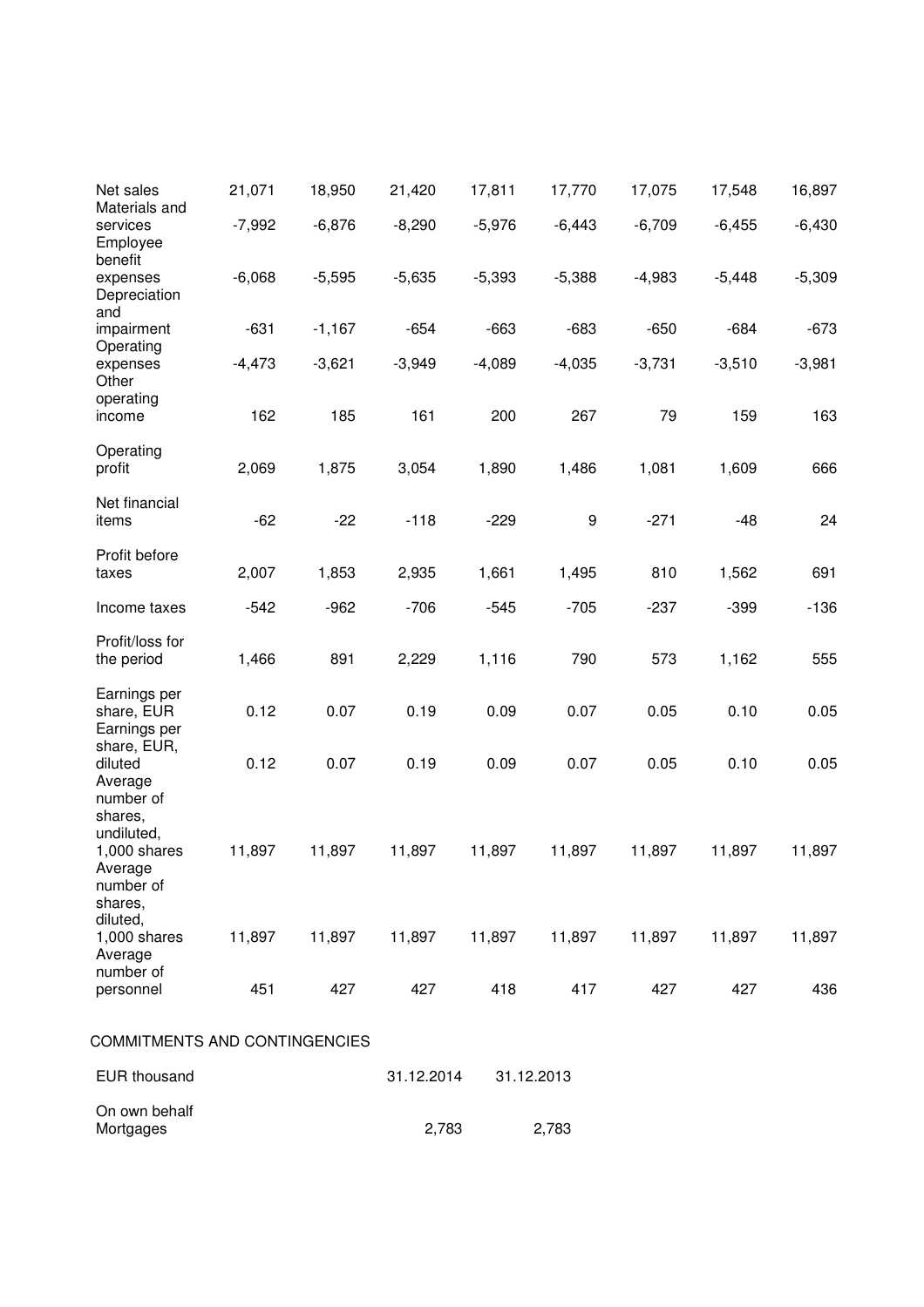| | | | | | | | | |
|---|---|---|---|---|---|---|---|---|
| Net sales | 21,071 | 18,950 | 21,420 | 17,811 | 17,770 | 17,075 | 17,548 | 16,897 |
| Materials and services | -7,992 | -6,876 | -8,290 | -5,976 | -6,443 | -6,709 | -6,455 | -6,430 |
| Employee benefit expenses | -6,068 | -5,595 | -5,635 | -5,393 | -5,388 | -4,983 | -5,448 | -5,309 |
| Depreciation and impairment | -631 | -1,167 | -654 | -663 | -683 | -650 | -684 | -673 |
| Operating expenses | -4,473 | -3,621 | -3,949 | -4,089 | -4,035 | -3,731 | -3,510 | -3,981 |
| Other operating income | 162 | 185 | 161 | 200 | 267 | 79 | 159 | 163 |
| Operating profit | 2,069 | 1,875 | 3,054 | 1,890 | 1,486 | 1,081 | 1,609 | 666 |
| Net financial items | -62 | -22 | -118 | -229 | 9 | -271 | -48 | 24 |
| Profit before taxes | 2,007 | 1,853 | 2,935 | 1,661 | 1,495 | 810 | 1,562 | 691 |
| Income taxes | -542 | -962 | -706 | -545 | -705 | -237 | -399 | -136 |
| Profit/loss for the period | 1,466 | 891 | 2,229 | 1,116 | 790 | 573 | 1,162 | 555 |
| Earnings per share, EUR | 0.12 | 0.07 | 0.19 | 0.09 | 0.07 | 0.05 | 0.10 | 0.05 |
| Earnings per share, EUR, diluted | 0.12 | 0.07 | 0.19 | 0.09 | 0.07 | 0.05 | 0.10 | 0.05 |
| Average number of shares, undiluted, 1,000 shares | 11,897 | 11,897 | 11,897 | 11,897 | 11,897 | 11,897 | 11,897 | 11,897 |
| Average number of shares, diluted, 1,000 shares | 11,897 | 11,897 | 11,897 | 11,897 | 11,897 | 11,897 | 11,897 | 11,897 |
| Average number of personnel | 451 | 427 | 427 | 418 | 417 | 427 | 427 | 436 |

COMMITMENTS AND CONTINGENCIES

| EUR thousand | 31.12.2014 | 31.12.2013 |
|---|---|---|
| On own behalf | | |
| Mortgages | 2,783 | 2,783 |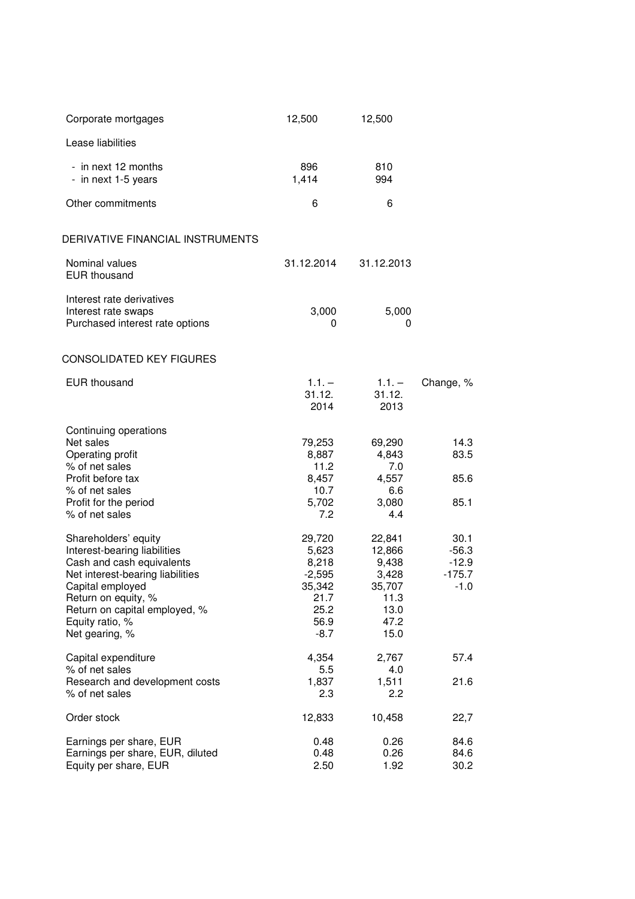| | | |
|---|---|---|
| Corporate mortgages | 12,500 | 12,500 |
| Lease liabilities | | |
| - in next 12 months | 896 | 810 |
| - in next 1-5 years | 1,414 | 994 |
| Other commitments | 6 | 6 |

## DERIVATIVE FINANCIAL INSTRUMENTS

| Nominal values<br>EUR thousand | 31.12.2014 | 31.12.2013 |
|---|---|---|
| Interest rate derivatives | | |
| Interest rate swaps | 3,000 | 5,000 |
| Purchased interest rate options | 0 | 0 |

## CONSOLIDATED KEY FIGURES

| EUR thousand | 1.1. – 31.12. 2014 | 1.1. – 31.12. 2013 | Change, % |
|---|---|---|---|
| Continuing operations | | | |
| Net sales | 79,253 | 69,290 | 14.3 |
| Operating profit | 8,887 | 4,843 | 83.5 |
| % of net sales | 11.2 | 7.0 | |
| Profit before tax | 8,457 | 4,557 | 85.6 |
| % of net sales | 10.7 | 6.6 | |
| Profit for the period | 5,702 | 3,080 | 85.1 |
| % of net sales | 7.2 | 4.4 | |
| Shareholders' equity | 29,720 | 22,841 | 30.1 |
| Interest-bearing liabilities | 5,623 | 12,866 | -56.3 |
| Cash and cash equivalents | 8,218 | 9,438 | -12.9 |
| Net interest-bearing liabilities | -2,595 | 3,428 | -175.7 |
| Capital employed | 35,342 | 35,707 | -1.0 |
| Return on equity, % | 21.7 | 11.3 | |
| Return on capital employed, % | 25.2 | 13.0 | |
| Equity ratio, % | 56.9 | 47.2 | |
| Net gearing, % | -8.7 | 15.0 | |
| Capital expenditure | 4,354 | 2,767 | 57.4 |
| % of net sales | 5.5 | 4.0 | |
| Research and development costs | 1,837 | 1,511 | 21.6 |
| % of net sales | 2.3 | 2.2 | |
| Order stock | 12,833 | 10,458 | 22,7 |
| Earnings per share, EUR | 0.48 | 0.26 | 84.6 |
| Earnings per share, EUR, diluted | 0.48 | 0.26 | 84.6 |
| Equity per share, EUR | 2.50 | 1.92 | 30.2 |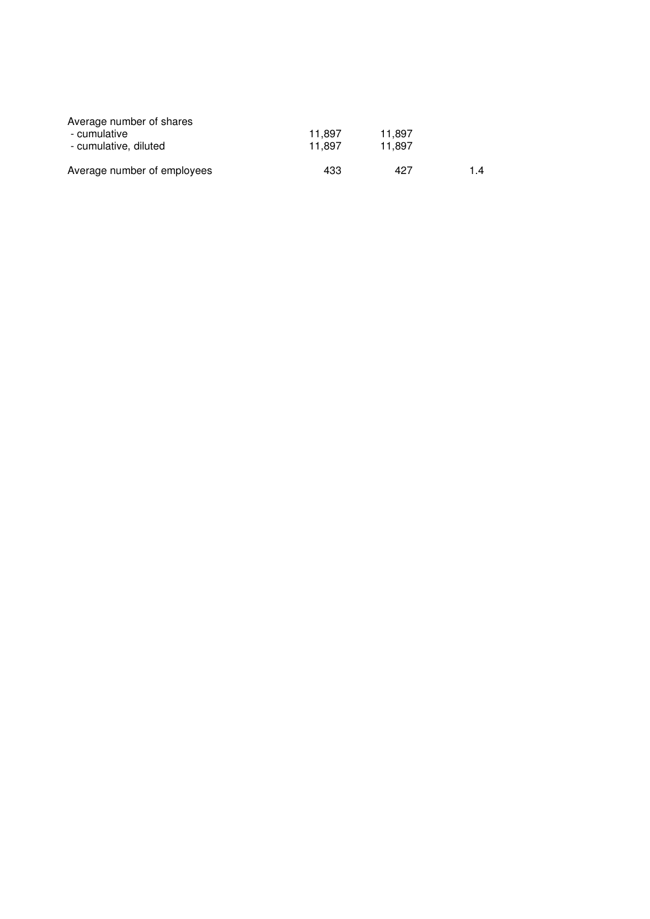| | | | |
|---|---|---|---|
| Average number of shares | | | |
| - cumulative | 11,897 | 11,897 | |
| - cumulative, diluted | 11,897 | 11,897 | |
| Average number of employees | 433 | 427 | 1.4 |